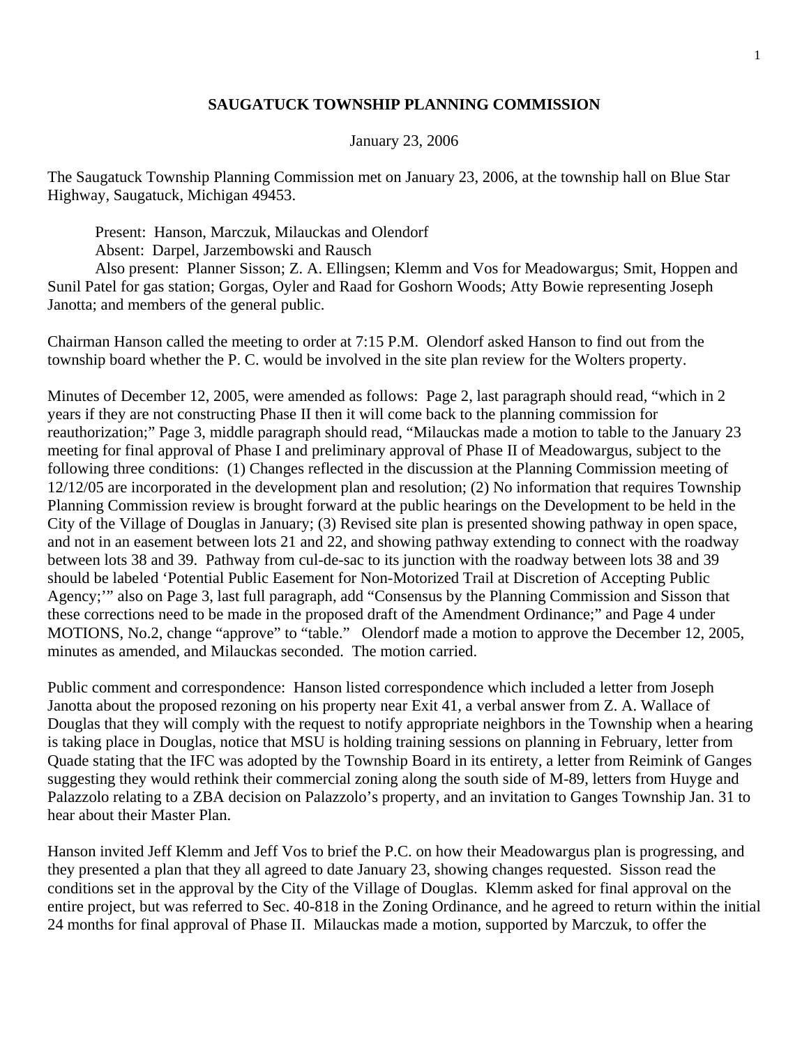# SAUGATUCK TOWNSHIP PLANNING COMMISSION

January 23, 2006

The Saugatuck Township Planning Commission met on January 23, 2006, at the township hall on Blue Star Highway, Saugatuck, Michigan 49453.

Present: Hanson, Marczuk, Milauckas and Olendorf
Absent: Darpel, Jarzembowski and Rausch
Also present: Planner Sisson; Z. A. Ellingsen; Klemm and Vos for Meadowargus; Smit, Hoppen and Sunil Patel for gas station; Gorgas, Oyler and Raad for Goshorn Woods; Atty Bowie representing Joseph Janotta; and members of the general public.

Chairman Hanson called the meeting to order at 7:15 P.M. Olendorf asked Hanson to find out from the township board whether the P. C. would be involved in the site plan review for the Wolters property.

Minutes of December 12, 2005, were amended as follows: Page 2, last paragraph should read, "which in 2 years if they are not constructing Phase II then it will come back to the planning commission for reauthorization;" Page 3, middle paragraph should read, "Milauckas made a motion to table to the January 23 meeting for final approval of Phase I and preliminary approval of Phase II of Meadowargus, subject to the following three conditions: (1) Changes reflected in the discussion at the Planning Commission meeting of 12/12/05 are incorporated in the development plan and resolution; (2) No information that requires Township Planning Commission review is brought forward at the public hearings on the Development to be held in the City of the Village of Douglas in January; (3) Revised site plan is presented showing pathway in open space, and not in an easement between lots 21 and 22, and showing pathway extending to connect with the roadway between lots 38 and 39. Pathway from cul-de-sac to its junction with the roadway between lots 38 and 39 should be labeled 'Potential Public Easement for Non-Motorized Trail at Discretion of Accepting Public Agency;'" also on Page 3, last full paragraph, add "Consensus by the Planning Commission and Sisson that these corrections need to be made in the proposed draft of the Amendment Ordinance;" and Page 4 under MOTIONS, No.2, change "approve" to "table." Olendorf made a motion to approve the December 12, 2005, minutes as amended, and Milauckas seconded. The motion carried.

Public comment and correspondence: Hanson listed correspondence which included a letter from Joseph Janotta about the proposed rezoning on his property near Exit 41, a verbal answer from Z. A. Wallace of Douglas that they will comply with the request to notify appropriate neighbors in the Township when a hearing is taking place in Douglas, notice that MSU is holding training sessions on planning in February, letter from Quade stating that the IFC was adopted by the Township Board in its entirety, a letter from Reimink of Ganges suggesting they would rethink their commercial zoning along the south side of M-89, letters from Huyge and Palazzolo relating to a ZBA decision on Palazzolo's property, and an invitation to Ganges Township Jan. 31 to hear about their Master Plan.

Hanson invited Jeff Klemm and Jeff Vos to brief the P.C. on how their Meadowargus plan is progressing, and they presented a plan that they all agreed to date January 23, showing changes requested. Sisson read the conditions set in the approval by the City of the Village of Douglas. Klemm asked for final approval on the entire project, but was referred to Sec. 40-818 in the Zoning Ordinance, and he agreed to return within the initial 24 months for final approval of Phase II. Milauckas made a motion, supported by Marczuk, to offer the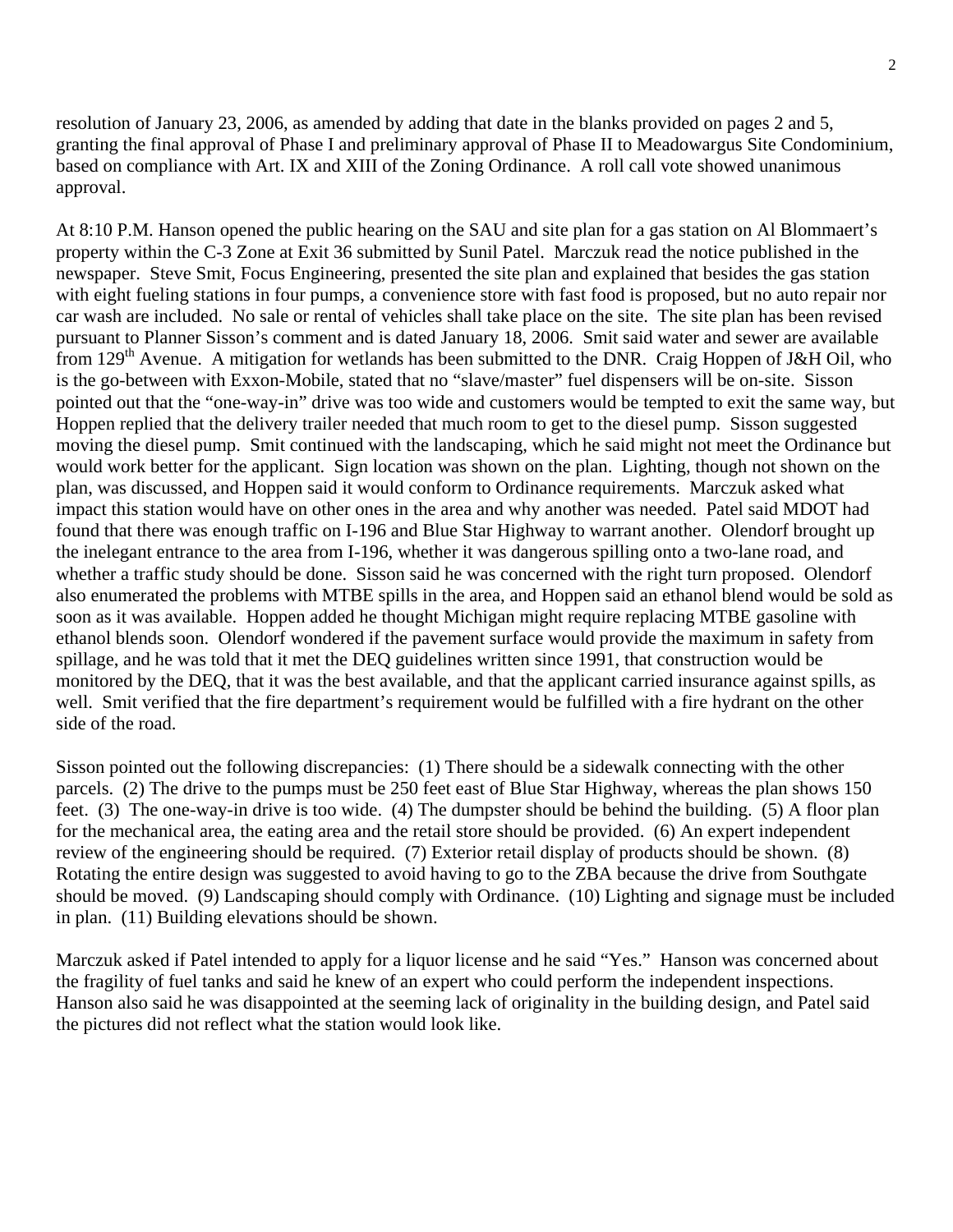resolution of January 23, 2006, as amended by adding that date in the blanks provided on pages 2 and 5, granting the final approval of Phase I and preliminary approval of Phase II to Meadowargus Site Condominium, based on compliance with Art. IX and XIII of the Zoning Ordinance. A roll call vote showed unanimous approval.

At 8:10 P.M. Hanson opened the public hearing on the SAU and site plan for a gas station on Al Blommaert's property within the C-3 Zone at Exit 36 submitted by Sunil Patel. Marczuk read the notice published in the newspaper. Steve Smit, Focus Engineering, presented the site plan and explained that besides the gas station with eight fueling stations in four pumps, a convenience store with fast food is proposed, but no auto repair nor car wash are included. No sale or rental of vehicles shall take place on the site. The site plan has been revised pursuant to Planner Sisson's comment and is dated January 18, 2006. Smit said water and sewer are available from 129th Avenue. A mitigation for wetlands has been submitted to the DNR. Craig Hoppen of J&H Oil, who is the go-between with Exxon-Mobile, stated that no "slave/master" fuel dispensers will be on-site. Sisson pointed out that the "one-way-in" drive was too wide and customers would be tempted to exit the same way, but Hoppen replied that the delivery trailer needed that much room to get to the diesel pump. Sisson suggested moving the diesel pump. Smit continued with the landscaping, which he said might not meet the Ordinance but would work better for the applicant. Sign location was shown on the plan. Lighting, though not shown on the plan, was discussed, and Hoppen said it would conform to Ordinance requirements. Marczuk asked what impact this station would have on other ones in the area and why another was needed. Patel said MDOT had found that there was enough traffic on I-196 and Blue Star Highway to warrant another. Olendorf brought up the inelegant entrance to the area from I-196, whether it was dangerous spilling onto a two-lane road, and whether a traffic study should be done. Sisson said he was concerned with the right turn proposed. Olendorf also enumerated the problems with MTBE spills in the area, and Hoppen said an ethanol blend would be sold as soon as it was available. Hoppen added he thought Michigan might require replacing MTBE gasoline with ethanol blends soon. Olendorf wondered if the pavement surface would provide the maximum in safety from spillage, and he was told that it met the DEQ guidelines written since 1991, that construction would be monitored by the DEQ, that it was the best available, and that the applicant carried insurance against spills, as well. Smit verified that the fire department's requirement would be fulfilled with a fire hydrant on the other side of the road.

Sisson pointed out the following discrepancies: (1) There should be a sidewalk connecting with the other parcels. (2) The drive to the pumps must be 250 feet east of Blue Star Highway, whereas the plan shows 150 feet. (3) The one-way-in drive is too wide. (4) The dumpster should be behind the building. (5) A floor plan for the mechanical area, the eating area and the retail store should be provided. (6) An expert independent review of the engineering should be required. (7) Exterior retail display of products should be shown. (8) Rotating the entire design was suggested to avoid having to go to the ZBA because the drive from Southgate should be moved. (9) Landscaping should comply with Ordinance. (10) Lighting and signage must be included in plan. (11) Building elevations should be shown.

Marczuk asked if Patel intended to apply for a liquor license and he said "Yes." Hanson was concerned about the fragility of fuel tanks and said he knew of an expert who could perform the independent inspections. Hanson also said he was disappointed at the seeming lack of originality in the building design, and Patel said the pictures did not reflect what the station would look like.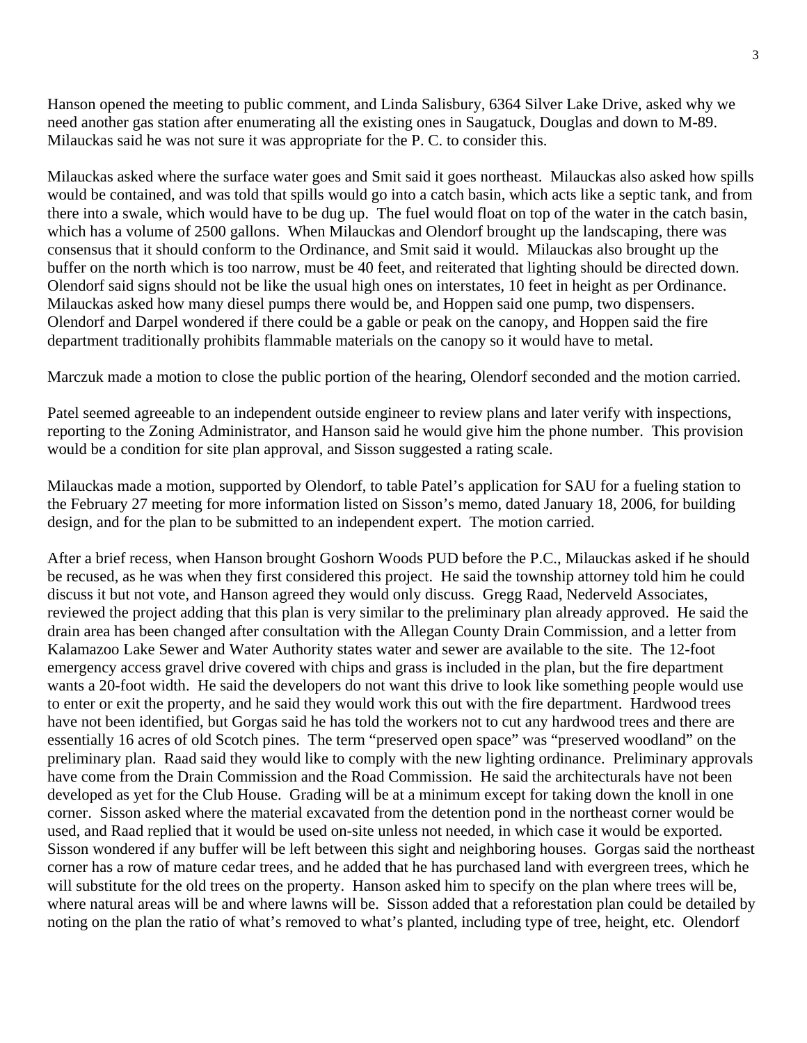Hanson opened the meeting to public comment, and Linda Salisbury, 6364 Silver Lake Drive, asked why we need another gas station after enumerating all the existing ones in Saugatuck, Douglas and down to M-89. Milauckas said he was not sure it was appropriate for the P. C. to consider this.

Milauckas asked where the surface water goes and Smit said it goes northeast. Milauckas also asked how spills would be contained, and was told that spills would go into a catch basin, which acts like a septic tank, and from there into a swale, which would have to be dug up. The fuel would float on top of the water in the catch basin, which has a volume of 2500 gallons. When Milauckas and Olendorf brought up the landscaping, there was consensus that it should conform to the Ordinance, and Smit said it would. Milauckas also brought up the buffer on the north which is too narrow, must be 40 feet, and reiterated that lighting should be directed down. Olendorf said signs should not be like the usual high ones on interstates, 10 feet in height as per Ordinance. Milauckas asked how many diesel pumps there would be, and Hoppen said one pump, two dispensers. Olendorf and Darpel wondered if there could be a gable or peak on the canopy, and Hoppen said the fire department traditionally prohibits flammable materials on the canopy so it would have to metal.

Marczuk made a motion to close the public portion of the hearing, Olendorf seconded and the motion carried.

Patel seemed agreeable to an independent outside engineer to review plans and later verify with inspections, reporting to the Zoning Administrator, and Hanson said he would give him the phone number. This provision would be a condition for site plan approval, and Sisson suggested a rating scale.

Milauckas made a motion, supported by Olendorf, to table Patel's application for SAU for a fueling station to the February 27 meeting for more information listed on Sisson's memo, dated January 18, 2006, for building design, and for the plan to be submitted to an independent expert. The motion carried.

After a brief recess, when Hanson brought Goshorn Woods PUD before the P.C., Milauckas asked if he should be recused, as he was when they first considered this project. He said the township attorney told him he could discuss it but not vote, and Hanson agreed they would only discuss. Gregg Raad, Nederveld Associates, reviewed the project adding that this plan is very similar to the preliminary plan already approved. He said the drain area has been changed after consultation with the Allegan County Drain Commission, and a letter from Kalamazoo Lake Sewer and Water Authority states water and sewer are available to the site. The 12-foot emergency access gravel drive covered with chips and grass is included in the plan, but the fire department wants a 20-foot width. He said the developers do not want this drive to look like something people would use to enter or exit the property, and he said they would work this out with the fire department. Hardwood trees have not been identified, but Gorgas said he has told the workers not to cut any hardwood trees and there are essentially 16 acres of old Scotch pines. The term "preserved open space" was "preserved woodland" on the preliminary plan. Raad said they would like to comply with the new lighting ordinance. Preliminary approvals have come from the Drain Commission and the Road Commission. He said the architecturals have not been developed as yet for the Club House. Grading will be at a minimum except for taking down the knoll in one corner. Sisson asked where the material excavated from the detention pond in the northeast corner would be used, and Raad replied that it would be used on-site unless not needed, in which case it would be exported. Sisson wondered if any buffer will be left between this sight and neighboring houses. Gorgas said the northeast corner has a row of mature cedar trees, and he added that he has purchased land with evergreen trees, which he will substitute for the old trees on the property. Hanson asked him to specify on the plan where trees will be, where natural areas will be and where lawns will be. Sisson added that a reforestation plan could be detailed by noting on the plan the ratio of what's removed to what's planted, including type of tree, height, etc. Olendorf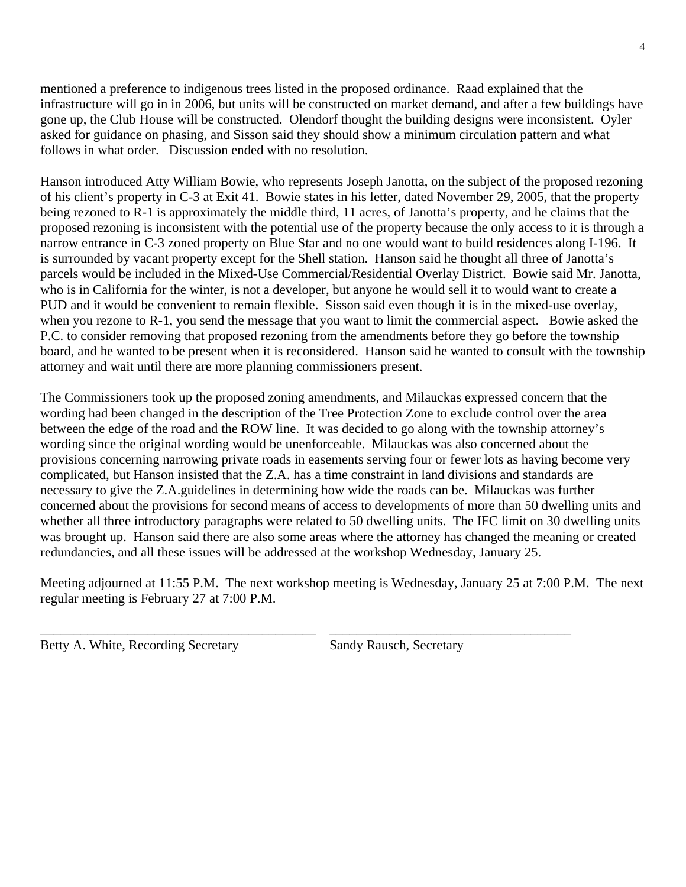mentioned a preference to indigenous trees listed in the proposed ordinance. Raad explained that the infrastructure will go in in 2006, but units will be constructed on market demand, and after a few buildings have gone up, the Club House will be constructed. Olendorf thought the building designs were inconsistent. Oyler asked for guidance on phasing, and Sisson said they should show a minimum circulation pattern and what follows in what order. Discussion ended with no resolution.

Hanson introduced Atty William Bowie, who represents Joseph Janotta, on the subject of the proposed rezoning of his client's property in C-3 at Exit 41. Bowie states in his letter, dated November 29, 2005, that the property being rezoned to R-1 is approximately the middle third, 11 acres, of Janotta's property, and he claims that the proposed rezoning is inconsistent with the potential use of the property because the only access to it is through a narrow entrance in C-3 zoned property on Blue Star and no one would want to build residences along I-196. It is surrounded by vacant property except for the Shell station. Hanson said he thought all three of Janotta's parcels would be included in the Mixed-Use Commercial/Residential Overlay District. Bowie said Mr. Janotta, who is in California for the winter, is not a developer, but anyone he would sell it to would want to create a PUD and it would be convenient to remain flexible. Sisson said even though it is in the mixed-use overlay, when you rezone to R-1, you send the message that you want to limit the commercial aspect. Bowie asked the P.C. to consider removing that proposed rezoning from the amendments before they go before the township board, and he wanted to be present when it is reconsidered. Hanson said he wanted to consult with the township attorney and wait until there are more planning commissioners present.

The Commissioners took up the proposed zoning amendments, and Milauckas expressed concern that the wording had been changed in the description of the Tree Protection Zone to exclude control over the area between the edge of the road and the ROW line. It was decided to go along with the township attorney's wording since the original wording would be unenforceable. Milauckas was also concerned about the provisions concerning narrowing private roads in easements serving four or fewer lots as having become very complicated, but Hanson insisted that the Z.A. has a time constraint in land divisions and standards are necessary to give the Z.A.guidelines in determining how wide the roads can be. Milauckas was further concerned about the provisions for second means of access to developments of more than 50 dwelling units and whether all three introductory paragraphs were related to 50 dwelling units. The IFC limit on 30 dwelling units was brought up. Hanson said there are also some areas where the attorney has changed the meaning or created redundancies, and all these issues will be addressed at the workshop Wednesday, January 25.

Meeting adjourned at 11:55 P.M. The next workshop meeting is Wednesday, January 25 at 7:00 P.M. The next regular meeting is February 27 at 7:00 P.M.

\_\_\_\_\_\_\_\_\_\_\_\_\_\_\_\_\_\_\_\_\_\_\_\_\_\_\_\_\_\_\_\_\_\_\_\_\_\_\_\_ \_\_\_\_\_\_\_\_\_\_\_\_\_\_\_\_\_\_\_\_\_\_\_\_\_\_\_\_\_\_\_\_\_\_\_\_\_\_\_\_

Betty A. White, Recording Secretary          Sandy Rausch, Secretary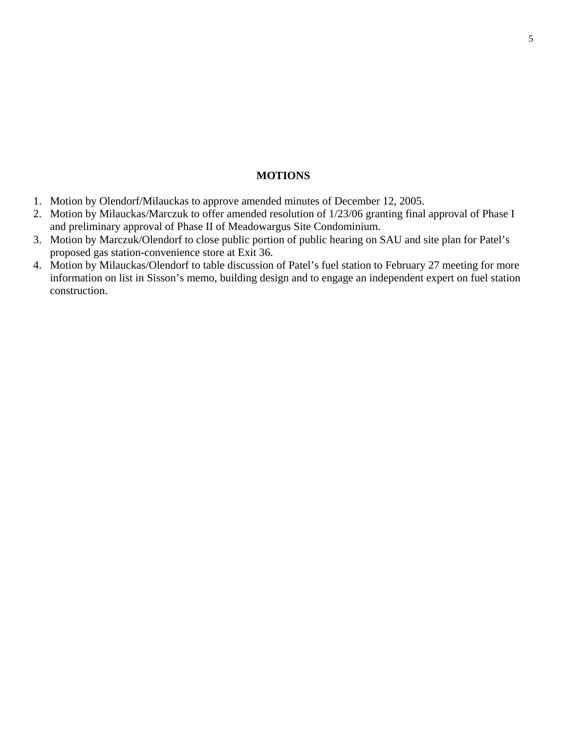## MOTIONS

1. Motion by Olendorf/Milauckas to approve amended minutes of December 12, 2005.
2. Motion by Milauckas/Marczuk to offer amended resolution of 1/23/06 granting final approval of Phase I and preliminary approval of Phase II of Meadowargus Site Condominium.
3. Motion by Marczuk/Olendorf to close public portion of public hearing on SAU and site plan for Patel's proposed gas station-convenience store at Exit 36.
4. Motion by Milauckas/Olendorf to table discussion of Patel's fuel station to February 27 meeting for more information on list in Sisson's memo, building design and to engage an independent expert on fuel station construction.